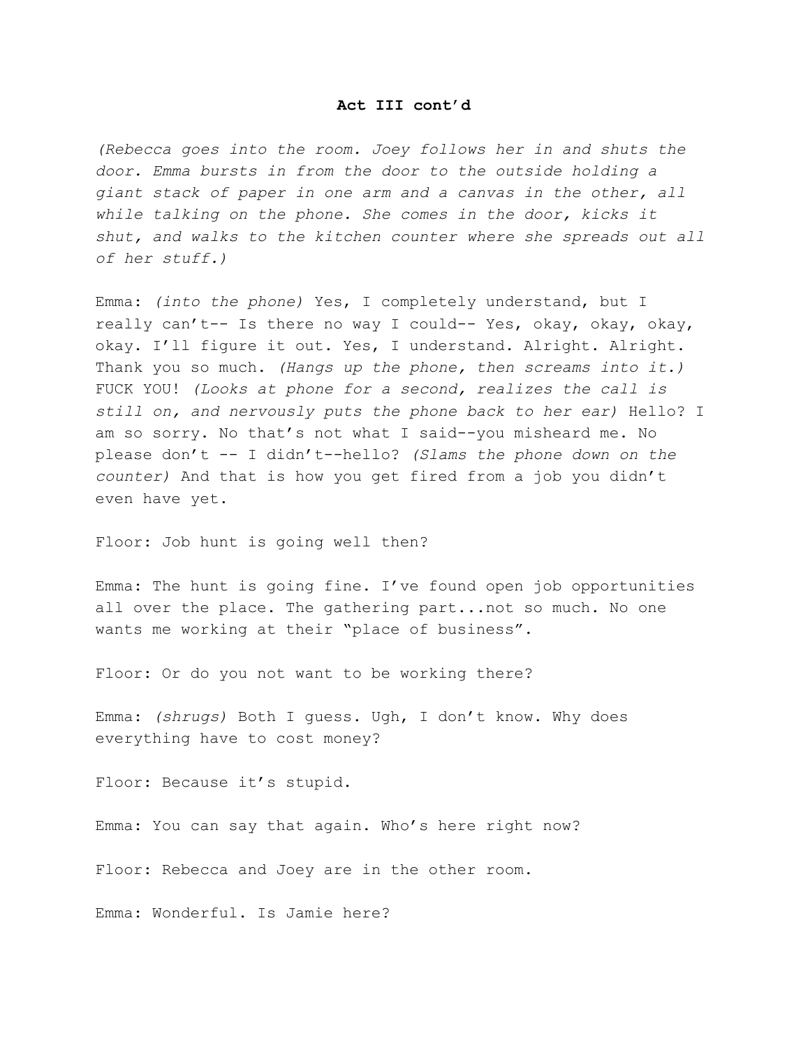### **Act III cont'd**

*(Rebecca goes into the room. Joey follows her in and shuts the door. Emma bursts in from the door to the outside holding a giant stack of paper in one arm and a canvas in the other, all while talking on the phone. She comes in the door, kicks it shut, and walks to the kitchen counter where she spreads out all of her stuff.)*

Emma: *(into the phone)* Yes, I completely understand, but I really can't-- Is there no way I could-- Yes, okay, okay, okay, okay. I'll figure it out. Yes, I understand. Alright. Alright. Thank you so much. *(Hangs up the phone, then screams into it.)* FUCK YOU! *(Looks at phone for a second, realizes the call is still on, and nervously puts the phone back to her ear)* Hello? I am so sorry. No that's not what I said--you misheard me. No please don't -- I didn't--hello? *(Slams the phone down on the counter)* And that is how you get fired from a job you didn't even have yet.

Floor: Job hunt is going well then?

Emma: The hunt is going fine. I've found open job opportunities all over the place. The gathering part...not so much. No one wants me working at their "place of business".

Floor: Or do you not want to be working there?

Emma: *(shrugs)* Both I guess. Ugh, I don't know. Why does everything have to cost money?

Floor: Because it's stupid.

Emma: You can say that again. Who's here right now?

Floor: Rebecca and Joey are in the other room.

Emma: Wonderful. Is Jamie here?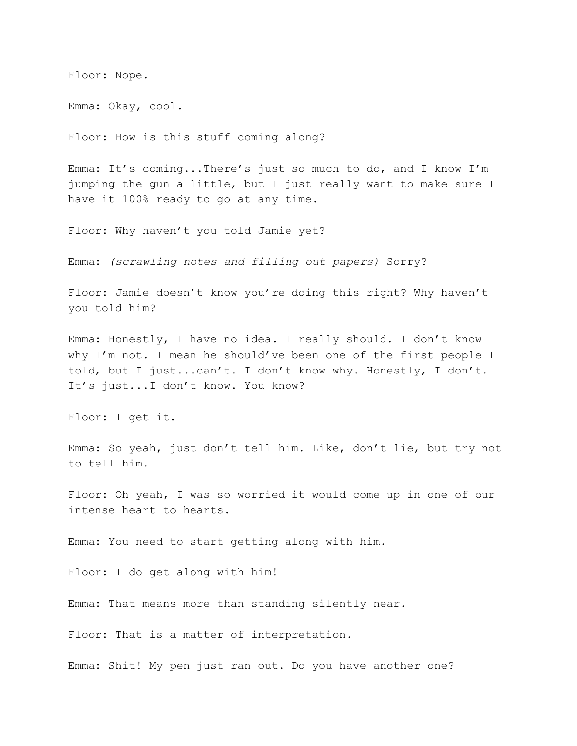Floor: Nope.

Emma: Okay, cool.

Floor: How is this stuff coming along?

Emma: It's coming...There's just so much to do, and I know I'm jumping the gun a little, but I just really want to make sure I have it 100% ready to go at any time.

Floor: Why haven't you told Jamie yet?

Emma: *(scrawling notes and filling out papers)* Sorry?

Floor: Jamie doesn't know you're doing this right? Why haven't you told him?

Emma: Honestly, I have no idea. I really should. I don't know why I'm not. I mean he should've been one of the first people I told, but I just...can't. I don't know why. Honestly, I don't. It's just...I don't know. You know?

Floor: I get it.

Emma: So yeah, just don't tell him. Like, don't lie, but try not to tell him.

Floor: Oh yeah, I was so worried it would come up in one of our intense heart to hearts.

Emma: You need to start getting along with him.

Floor: I do get along with him!

Emma: That means more than standing silently near.

Floor: That is a matter of interpretation.

Emma: Shit! My pen just ran out. Do you have another one?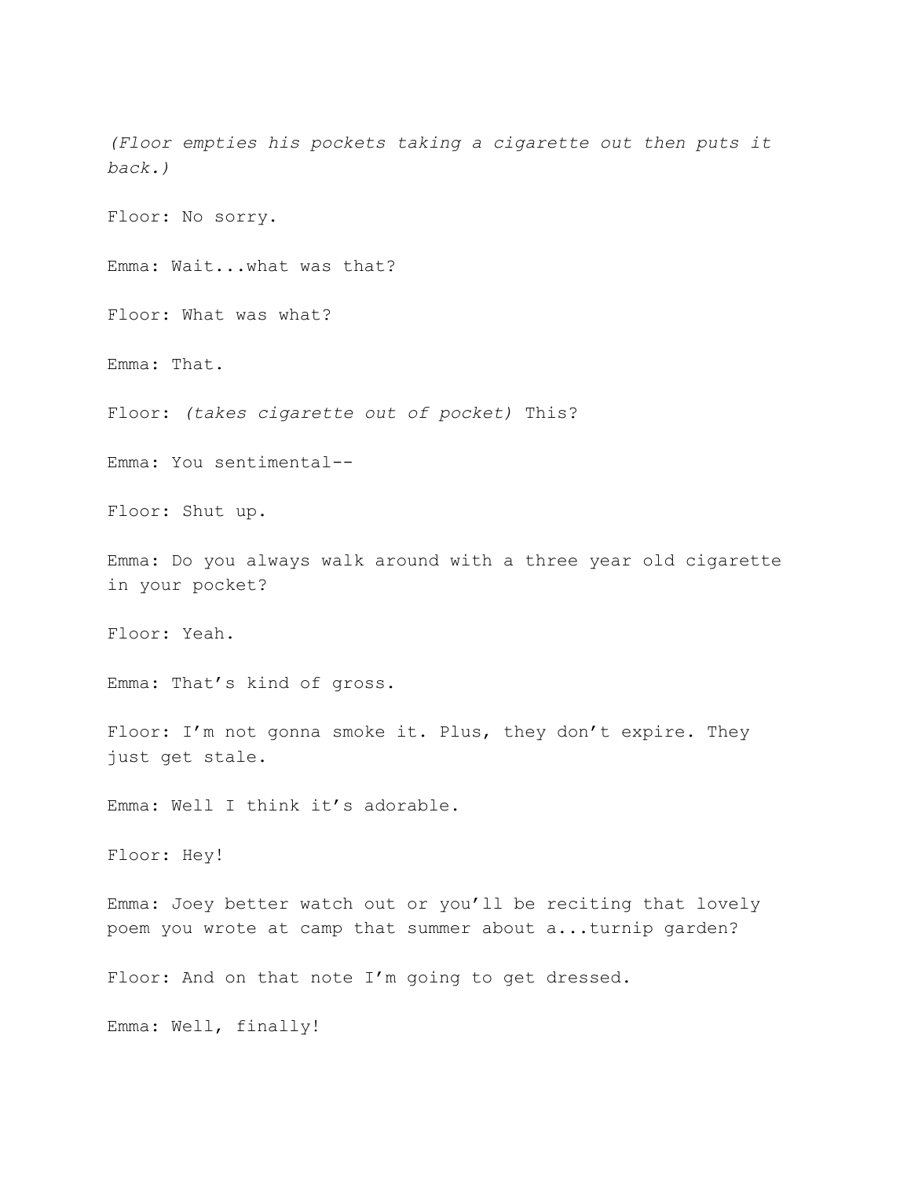*(Floor empties his pockets taking a cigarette out then puts it back.)*

Floor: No sorry.

Emma: Wait...what was that?

Floor: What was what?

Emma: That.

Floor: *(takes cigarette out of pocket)* This?

Emma: You sentimental--

Floor: Shut up.

Emma: Do you always walk around with a three year old cigarette in your pocket?

Floor: Yeah.

Emma: That's kind of gross.

Floor: I'm not gonna smoke it. Plus, they don't expire. They just get stale.

Emma: Well I think it's adorable.

Floor: Hey!

Emma: Joey better watch out or you'll be reciting that lovely poem you wrote at camp that summer about a...turnip garden?

Floor: And on that note I'm going to get dressed.

Emma: Well, finally!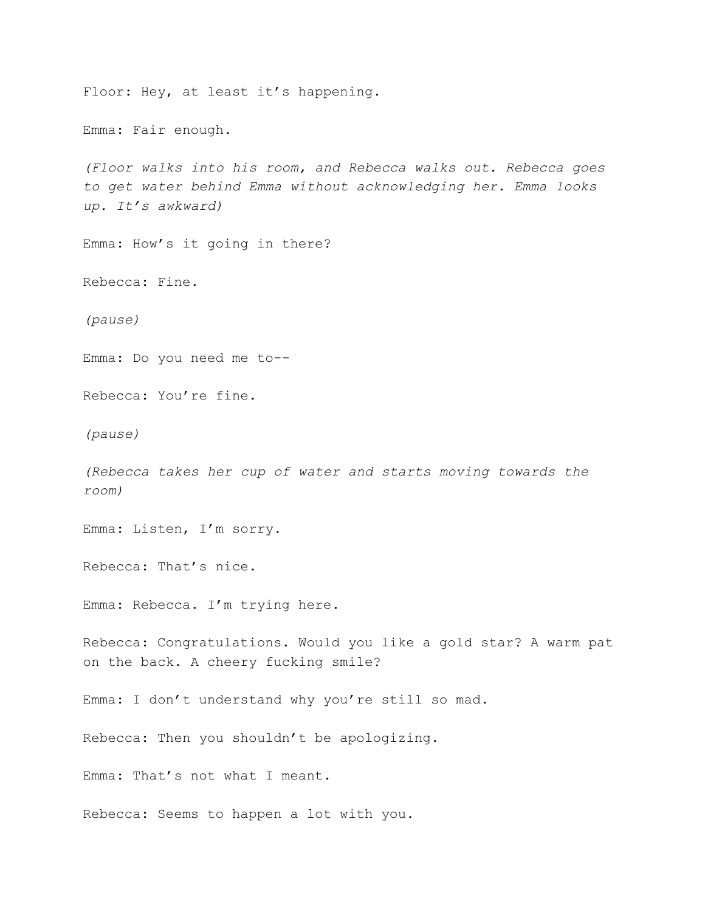Floor: Hey, at least it's happening.

Emma: Fair enough.

*(Floor walks into his room, and Rebecca walks out. Rebecca goes to get water behind Emma without acknowledging her. Emma looks up. It's awkward)*

Emma: How's it going in there?

Rebecca: Fine.

*(pause)*

Emma: Do you need me to--

Rebecca: You're fine.

*(pause)*

*(Rebecca takes her cup of water and starts moving towards the room)*

Emma: Listen, I'm sorry.

Rebecca: That's nice.

Emma: Rebecca. I'm trying here.

Rebecca: Congratulations. Would you like a gold star? A warm pat on the back. A cheery fucking smile?

Emma: I don't understand why you're still so mad.

Rebecca: Then you shouldn't be apologizing.

Emma: That's not what I meant.

Rebecca: Seems to happen a lot with you.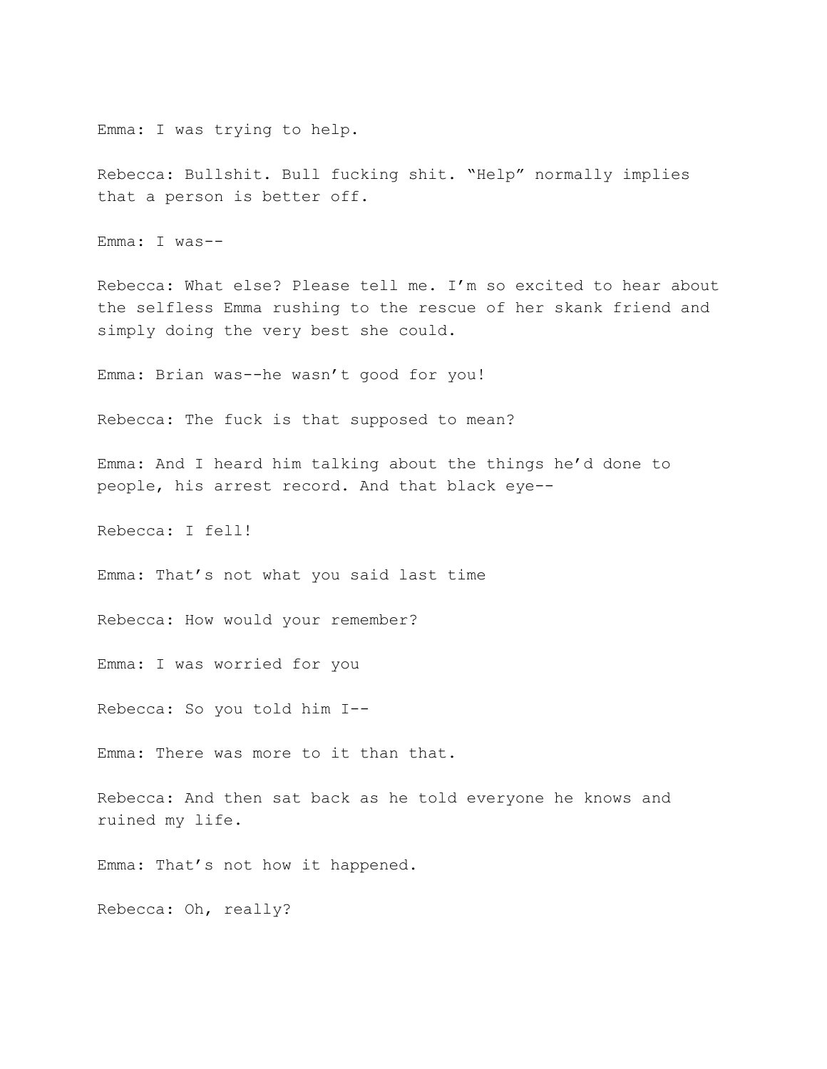Emma: I was trying to help.

Rebecca: Bullshit. Bull fucking shit. “Help” normally implies that a person is better off.

Emma: I was--

Rebecca: What else? Please tell me. I’m so excited to hear about the selfless Emma rushing to the rescue of her skank friend and simply doing the very best she could.

Emma: Brian was--he wasn’t good for you!

Rebecca: The fuck is that supposed to mean?

Emma: And I heard him talking about the things he’d done to people, his arrest record. And that black eye--

Rebecca: I fell!

Emma: That’s not what you said last time

Rebecca: How would your remember?

Emma: I was worried for you

Rebecca: So you told him I--

Emma: There was more to it than that.

Rebecca: And then sat back as he told everyone he knows and ruined my life.

Emma: That’s not how it happened.

Rebecca: Oh, really?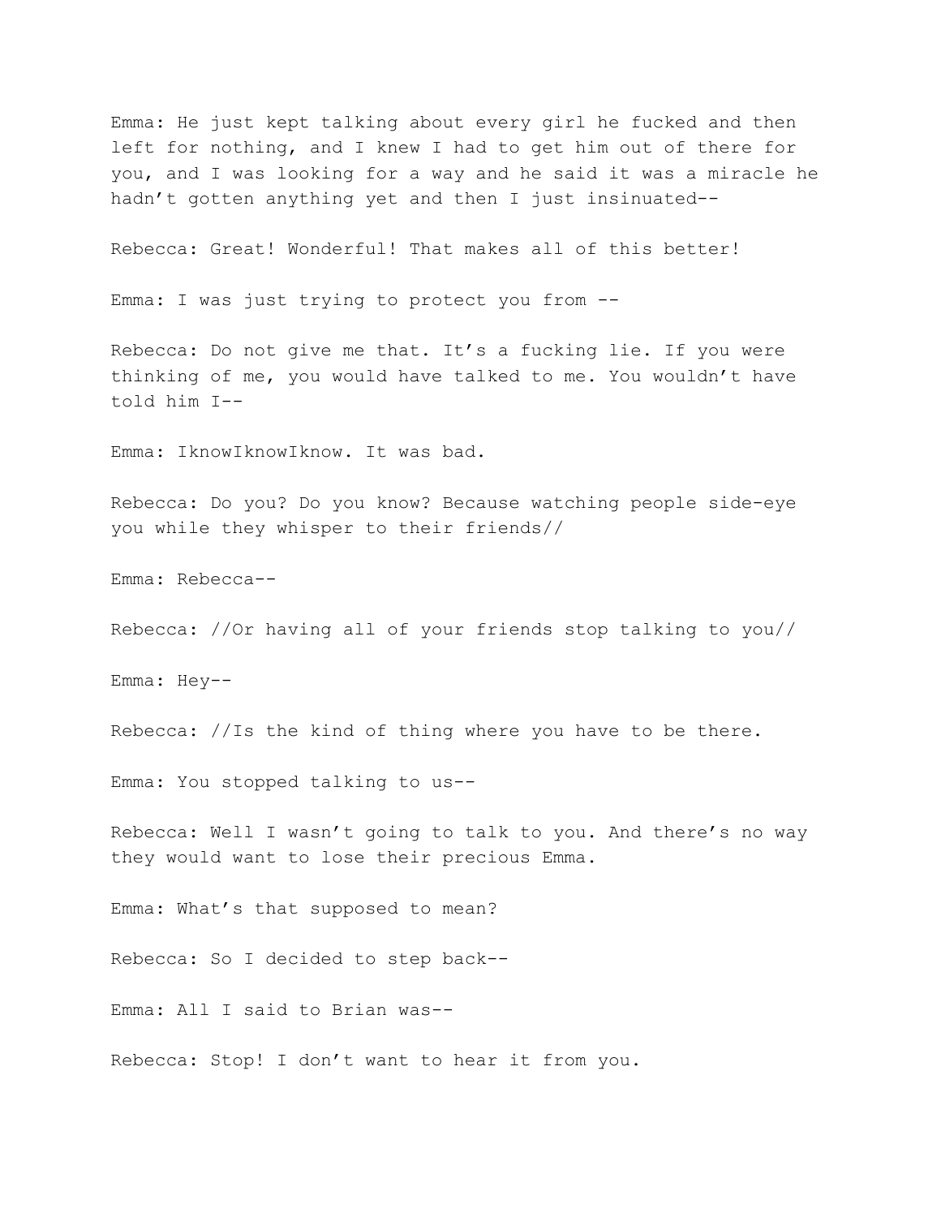Emma: He just kept talking about every girl he fucked and then left for nothing, and I knew I had to get him out of there for you, and I was looking for a way and he said it was a miracle he hadn't gotten anything yet and then I just insinuated--

Rebecca: Great! Wonderful! That makes all of this better!

Emma: I was just trying to protect you from --

Rebecca: Do not give me that. It's a fucking lie. If you were thinking of me, you would have talked to me. You wouldn't have told him I--

Emma: IknowIknowIknow. It was bad.

Rebecca: Do you? Do you know? Because watching people side-eye you while they whisper to their friends//

Emma: Rebecca--

Rebecca: //Or having all of your friends stop talking to you//

Emma: Hey--

Rebecca: //Is the kind of thing where you have to be there.

Emma: You stopped talking to us--

Rebecca: Well I wasn't going to talk to you. And there's no way they would want to lose their precious Emma.

Emma: What's that supposed to mean?

Rebecca: So I decided to step back--

Emma: All I said to Brian was--

Rebecca: Stop! I don't want to hear it from you.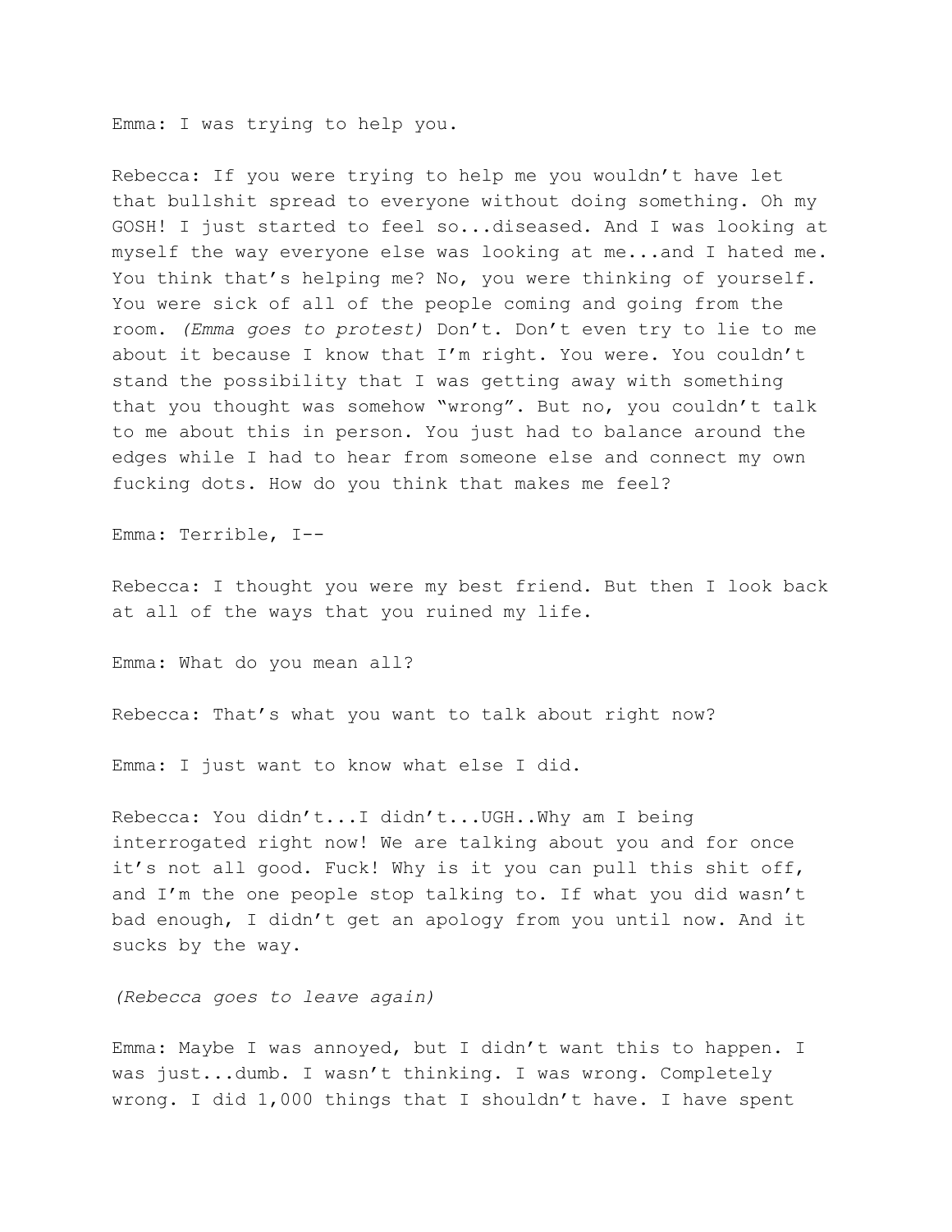Emma: I was trying to help you.

Rebecca: If you were trying to help me you wouldn't have let that bullshit spread to everyone without doing something. Oh my GOSH! I just started to feel so...diseased. And I was looking at myself the way everyone else was looking at me...and I hated me. You think that's helping me? No, you were thinking of yourself. You were sick of all of the people coming and going from the room. *(Emma goes to protest)* Don't. Don't even try to lie to me about it because I know that I'm right. You were. You couldn't stand the possibility that I was getting away with something that you thought was somehow "wrong". But no, you couldn't talk to me about this in person. You just had to balance around the edges while I had to hear from someone else and connect my own fucking dots. How do you think that makes me feel?

Emma: Terrible, I--

Rebecca: I thought you were my best friend. But then I look back at all of the ways that you ruined my life.

Emma: What do you mean all?

Rebecca: That's what you want to talk about right now?

Emma: I just want to know what else I did.

Rebecca: You didn't...I didn't...UGH..Why am I being interrogated right now! We are talking about you and for once it's not all good. Fuck! Why is it you can pull this shit off, and I'm the one people stop talking to. If what you did wasn't bad enough, I didn't get an apology from you until now. And it sucks by the way.

*(Rebecca goes to leave again)*

Emma: Maybe I was annoyed, but I didn't want this to happen. I was just...dumb. I wasn't thinking. I was wrong. Completely wrong. I did 1,000 things that I shouldn't have. I have spent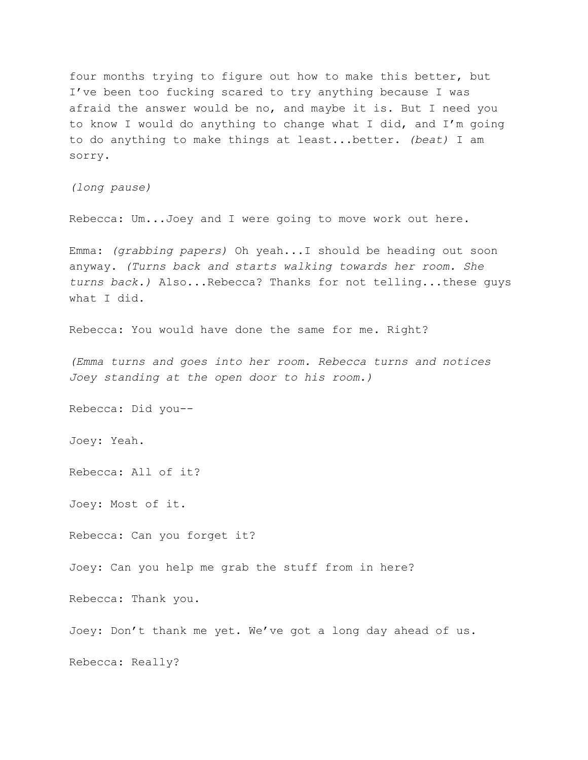four months trying to figure out how to make this better, but I've been too fucking scared to try anything because I was afraid the answer would be no, and maybe it is. But I need you to know I would do anything to change what I did, and I'm going to do anything to make things at least...better. *(beat)* I am sorry.

*(long pause)*

Rebecca: Um...Joey and I were going to move work out here.

Emma: *(grabbing papers)* Oh yeah...I should be heading out soon anyway. *(Turns back and starts walking towards her room. She turns back.)* Also...Rebecca? Thanks for not telling...these guys what I did.

Rebecca: You would have done the same for me. Right?

*(Emma turns and goes into her room. Rebecca turns and notices Joey standing at the open door to his room.)*

Rebecca: Did you--

Joey: Yeah.

Rebecca: All of it?

Joey: Most of it.

Rebecca: Can you forget it?

Joey: Can you help me grab the stuff from in here?

Rebecca: Thank you.

Joey: Don't thank me yet. We've got a long day ahead of us.

Rebecca: Really?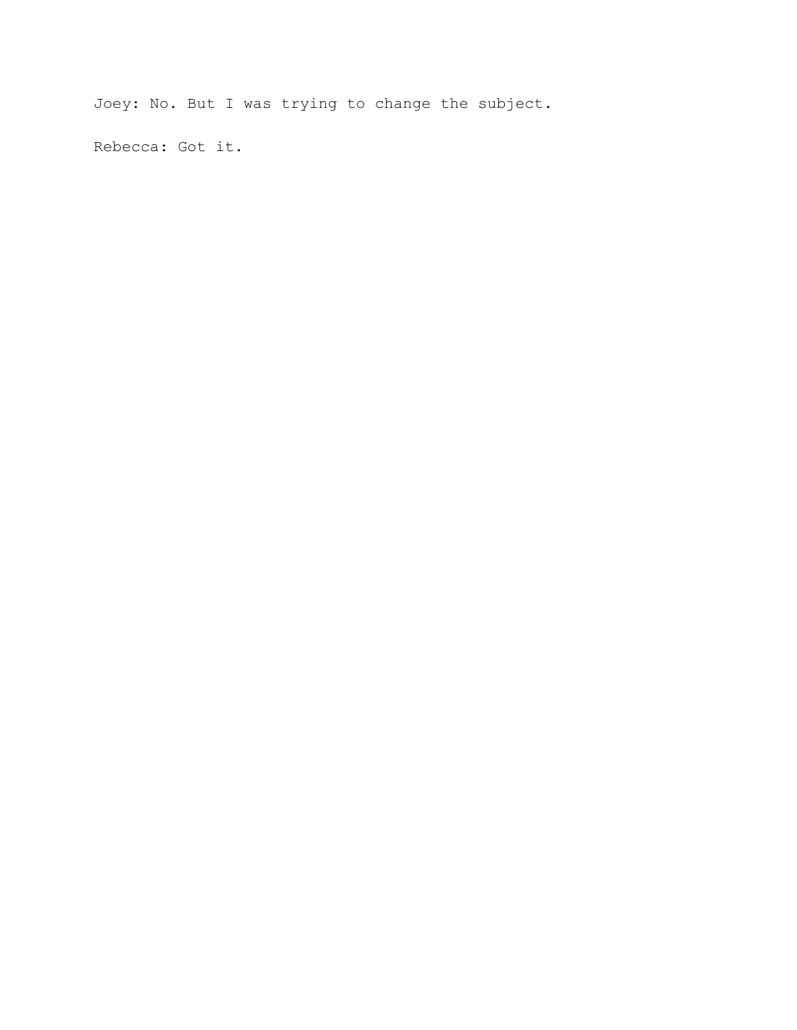Joey: No. But I was trying to change the subject.

Rebecca: Got it.